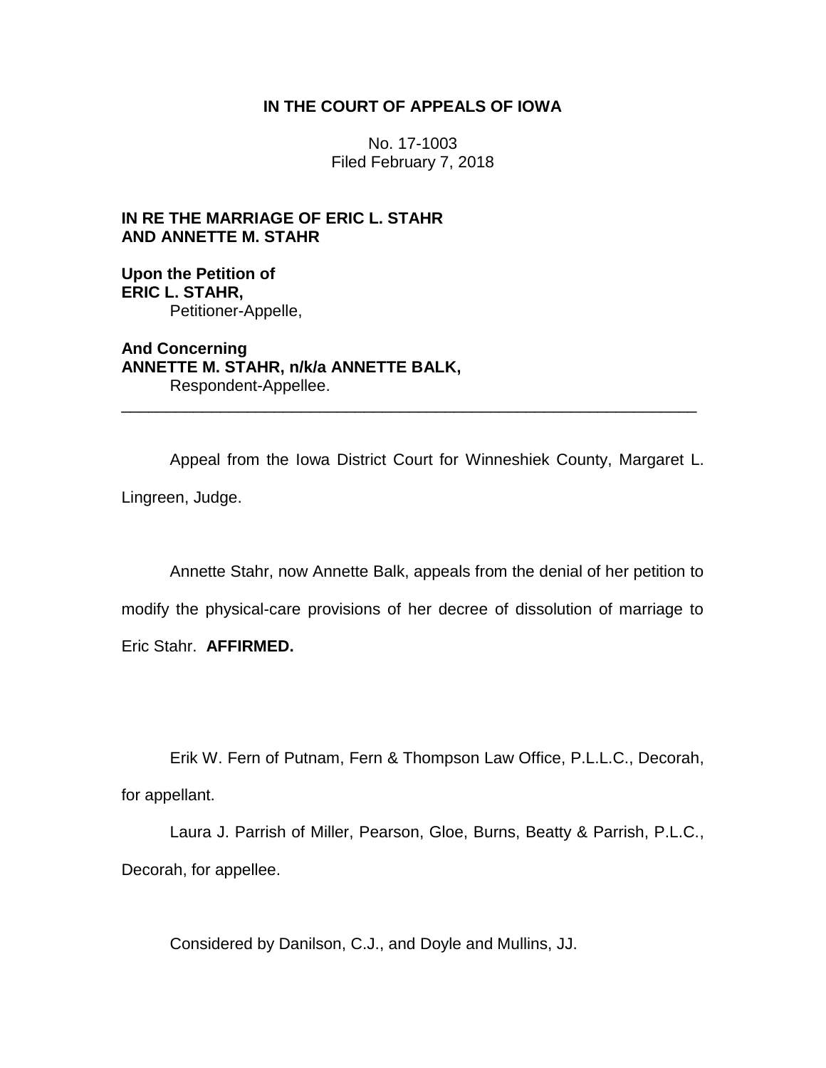# IN THE COURT OF APPEALS OF IOWA

No. 17-1003
Filed February 7, 2018

**IN RE THE MARRIAGE OF ERIC L. STAHR AND ANNETTE M. STAHR**

**Upon the Petition of**
**ERIC L. STAHR,**
Petitioner-Appelle,

**And Concerning**
**ANNETTE M. STAHR, n/k/a ANNETTE BALK,**
Respondent-Appellee.

---

Appeal from the Iowa District Court for Winneshiek County, Margaret L. Lingreen, Judge.

Annette Stahr, now Annette Balk, appeals from the denial of her petition to modify the physical-care provisions of her decree of dissolution of marriage to Eric Stahr. **AFFIRMED.**

Erik W. Fern of Putnam, Fern & Thompson Law Office, P.L.L.C., Decorah, for appellant.

Laura J. Parrish of Miller, Pearson, Gloe, Burns, Beatty & Parrish, P.L.C., Decorah, for appellee.

Considered by Danilson, C.J., and Doyle and Mullins, JJ.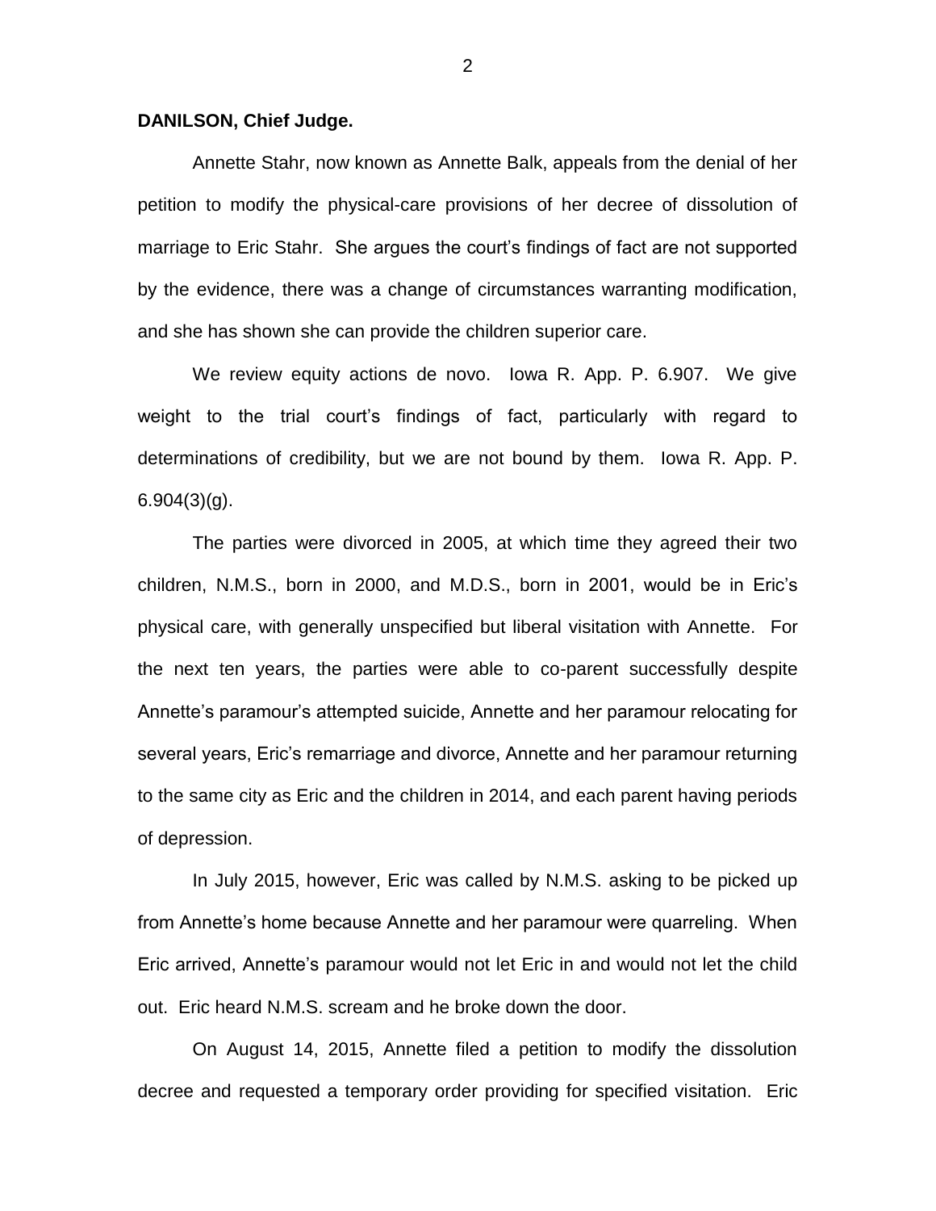**DANILSON, Chief Judge.**

Annette Stahr, now known as Annette Balk, appeals from the denial of her petition to modify the physical-care provisions of her decree of dissolution of marriage to Eric Stahr. She argues the court's findings of fact are not supported by the evidence, there was a change of circumstances warranting modification, and she has shown she can provide the children superior care.

We review equity actions de novo. Iowa R. App. P. 6.907. We give weight to the trial court's findings of fact, particularly with regard to determinations of credibility, but we are not bound by them. Iowa R. App. P. 6.904(3)(g).

The parties were divorced in 2005, at which time they agreed their two children, N.M.S., born in 2000, and M.D.S., born in 2001, would be in Eric's physical care, with generally unspecified but liberal visitation with Annette. For the next ten years, the parties were able to co-parent successfully despite Annette's paramour's attempted suicide, Annette and her paramour relocating for several years, Eric's remarriage and divorce, Annette and her paramour returning to the same city as Eric and the children in 2014, and each parent having periods of depression.

In July 2015, however, Eric was called by N.M.S. asking to be picked up from Annette's home because Annette and her paramour were quarreling. When Eric arrived, Annette's paramour would not let Eric in and would not let the child out. Eric heard N.M.S. scream and he broke down the door.

On August 14, 2015, Annette filed a petition to modify the dissolution decree and requested a temporary order providing for specified visitation. Eric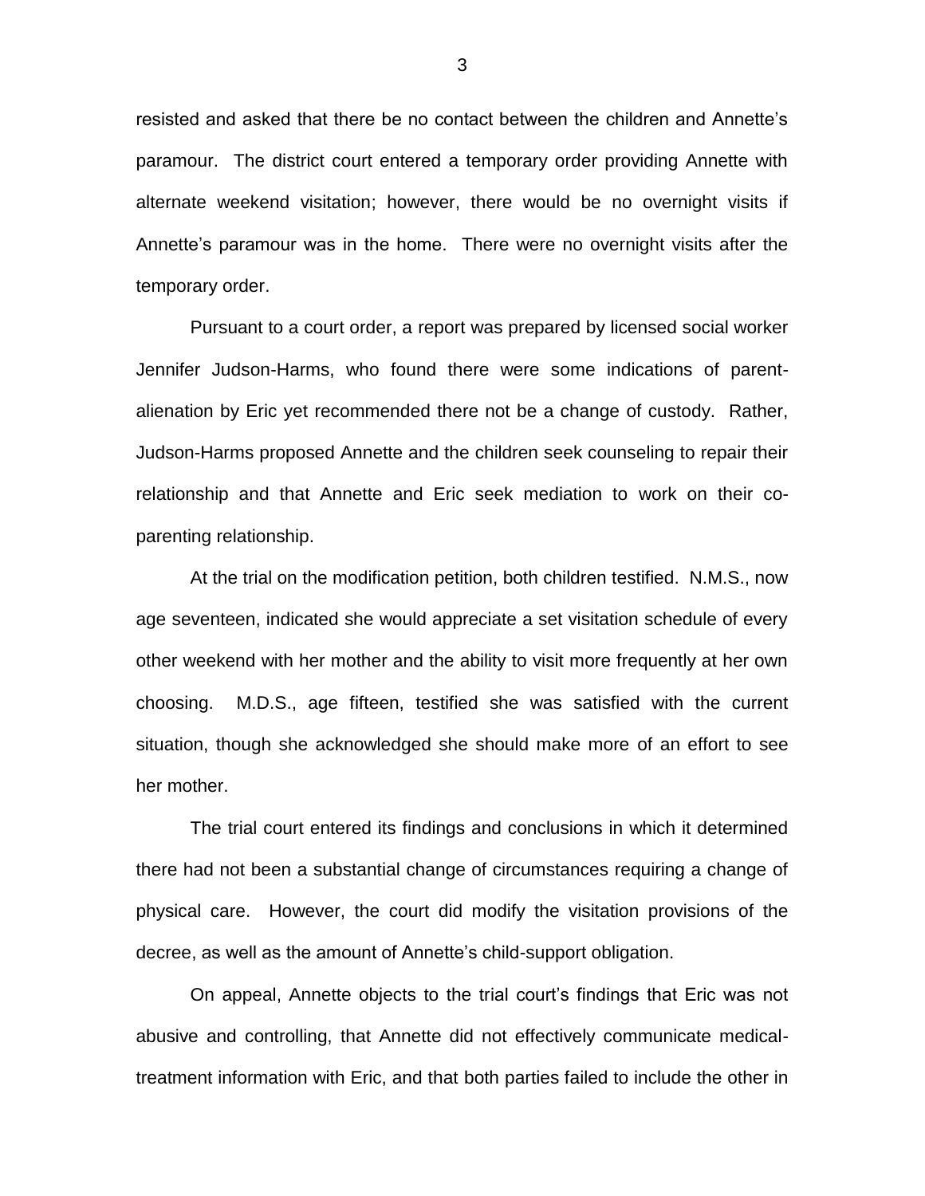resisted and asked that there be no contact between the children and Annette's paramour. The district court entered a temporary order providing Annette with alternate weekend visitation; however, there would be no overnight visits if Annette's paramour was in the home. There were no overnight visits after the temporary order.

Pursuant to a court order, a report was prepared by licensed social worker Jennifer Judson-Harms, who found there were some indications of parent-alienation by Eric yet recommended there not be a change of custody. Rather, Judson-Harms proposed Annette and the children seek counseling to repair their relationship and that Annette and Eric seek mediation to work on their co-parenting relationship.

At the trial on the modification petition, both children testified. N.M.S., now age seventeen, indicated she would appreciate a set visitation schedule of every other weekend with her mother and the ability to visit more frequently at her own choosing. M.D.S., age fifteen, testified she was satisfied with the current situation, though she acknowledged she should make more of an effort to see her mother.

The trial court entered its findings and conclusions in which it determined there had not been a substantial change of circumstances requiring a change of physical care. However, the court did modify the visitation provisions of the decree, as well as the amount of Annette's child-support obligation.

On appeal, Annette objects to the trial court's findings that Eric was not abusive and controlling, that Annette did not effectively communicate medical-treatment information with Eric, and that both parties failed to include the other in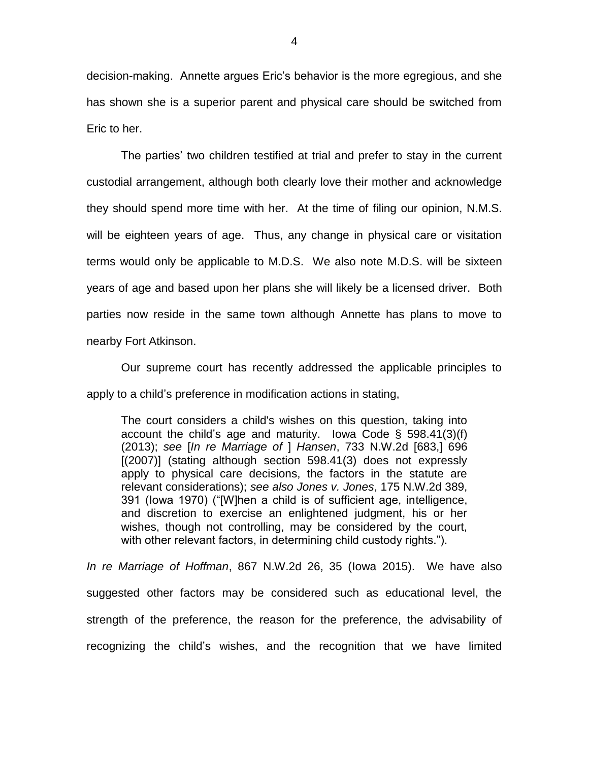decision-making. Annette argues Eric's behavior is the more egregious, and she has shown she is a superior parent and physical care should be switched from Eric to her.

The parties' two children testified at trial and prefer to stay in the current custodial arrangement, although both clearly love their mother and acknowledge they should spend more time with her. At the time of filing our opinion, N.M.S. will be eighteen years of age. Thus, any change in physical care or visitation terms would only be applicable to M.D.S. We also note M.D.S. will be sixteen years of age and based upon her plans she will likely be a licensed driver. Both parties now reside in the same town although Annette has plans to move to nearby Fort Atkinson.

Our supreme court has recently addressed the applicable principles to apply to a child's preference in modification actions in stating,

> The court considers a child's wishes on this question, taking into account the child's age and maturity. Iowa Code § 598.41(3)(f) (2013); *see* [*In re Marriage of* ] *Hansen*, 733 N.W.2d [683,] 696 [(2007)] (stating although section 598.41(3) does not expressly apply to physical care decisions, the factors in the statute are relevant considerations); *see also Jones v. Jones*, 175 N.W.2d 389, 391 (Iowa 1970) ("[W]hen a child is of sufficient age, intelligence, and discretion to exercise an enlightened judgment, his or her wishes, though not controlling, may be considered by the court, with other relevant factors, in determining child custody rights.").

*In re Marriage of Hoffman*, 867 N.W.2d 26, 35 (Iowa 2015). We have also suggested other factors may be considered such as educational level, the strength of the preference, the reason for the preference, the advisability of recognizing the child's wishes, and the recognition that we have limited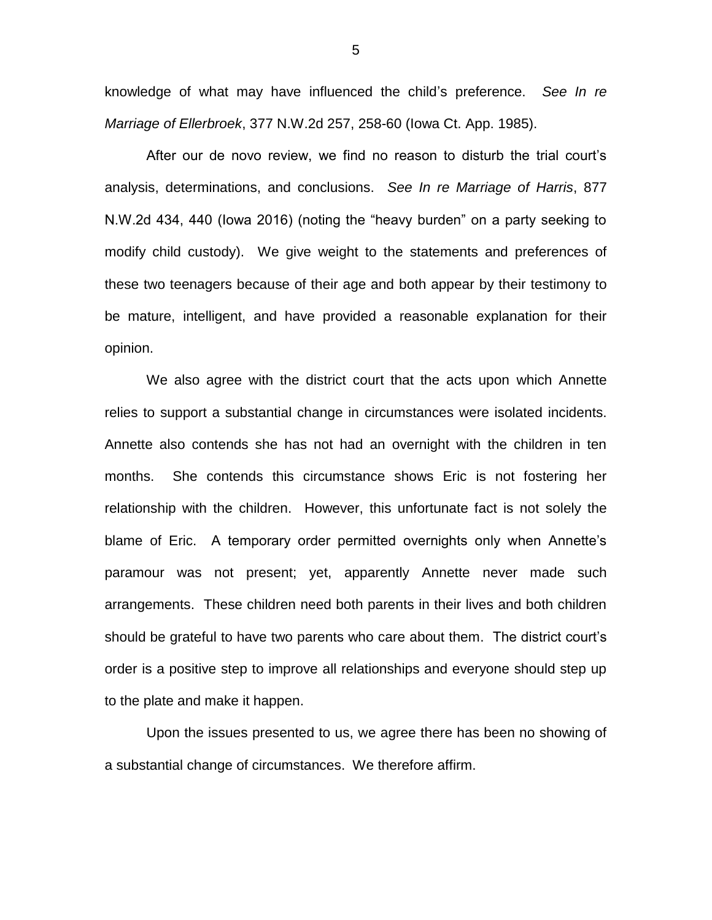knowledge of what may have influenced the child's preference. *See In re Marriage of Ellerbroek*, 377 N.W.2d 257, 258-60 (Iowa Ct. App. 1985).

After our de novo review, we find no reason to disturb the trial court's analysis, determinations, and conclusions. *See In re Marriage of Harris*, 877 N.W.2d 434, 440 (Iowa 2016) (noting the "heavy burden" on a party seeking to modify child custody). We give weight to the statements and preferences of these two teenagers because of their age and both appear by their testimony to be mature, intelligent, and have provided a reasonable explanation for their opinion.

We also agree with the district court that the acts upon which Annette relies to support a substantial change in circumstances were isolated incidents. Annette also contends she has not had an overnight with the children in ten months. She contends this circumstance shows Eric is not fostering her relationship with the children. However, this unfortunate fact is not solely the blame of Eric. A temporary order permitted overnights only when Annette's paramour was not present; yet, apparently Annette never made such arrangements. These children need both parents in their lives and both children should be grateful to have two parents who care about them. The district court's order is a positive step to improve all relationships and everyone should step up to the plate and make it happen.

Upon the issues presented to us, we agree there has been no showing of a substantial change of circumstances. We therefore affirm.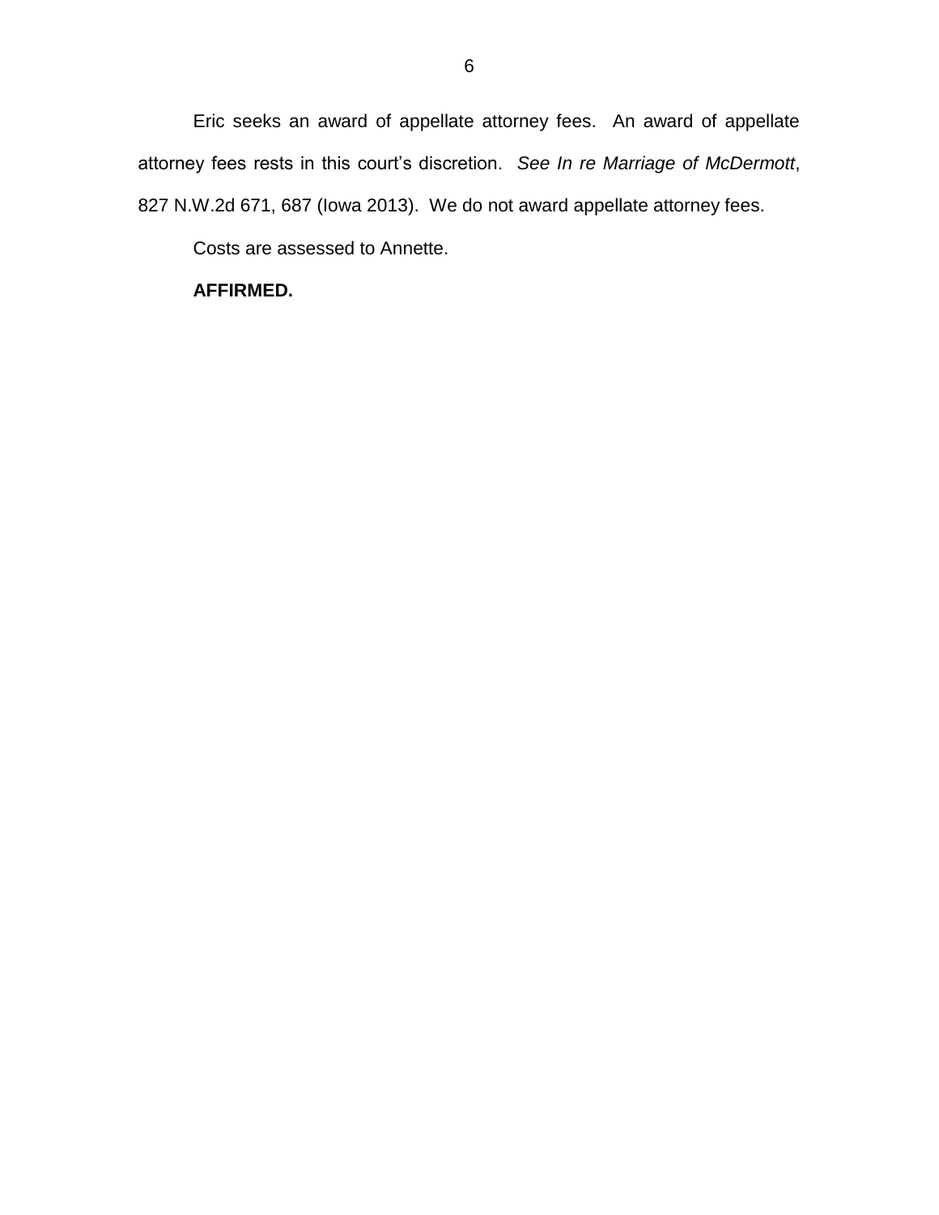Eric seeks an award of appellate attorney fees. An award of appellate attorney fees rests in this court's discretion. *See In re Marriage of McDermott*, 827 N.W.2d 671, 687 (Iowa 2013). We do not award appellate attorney fees.

Costs are assessed to Annette.

**AFFIRMED.**